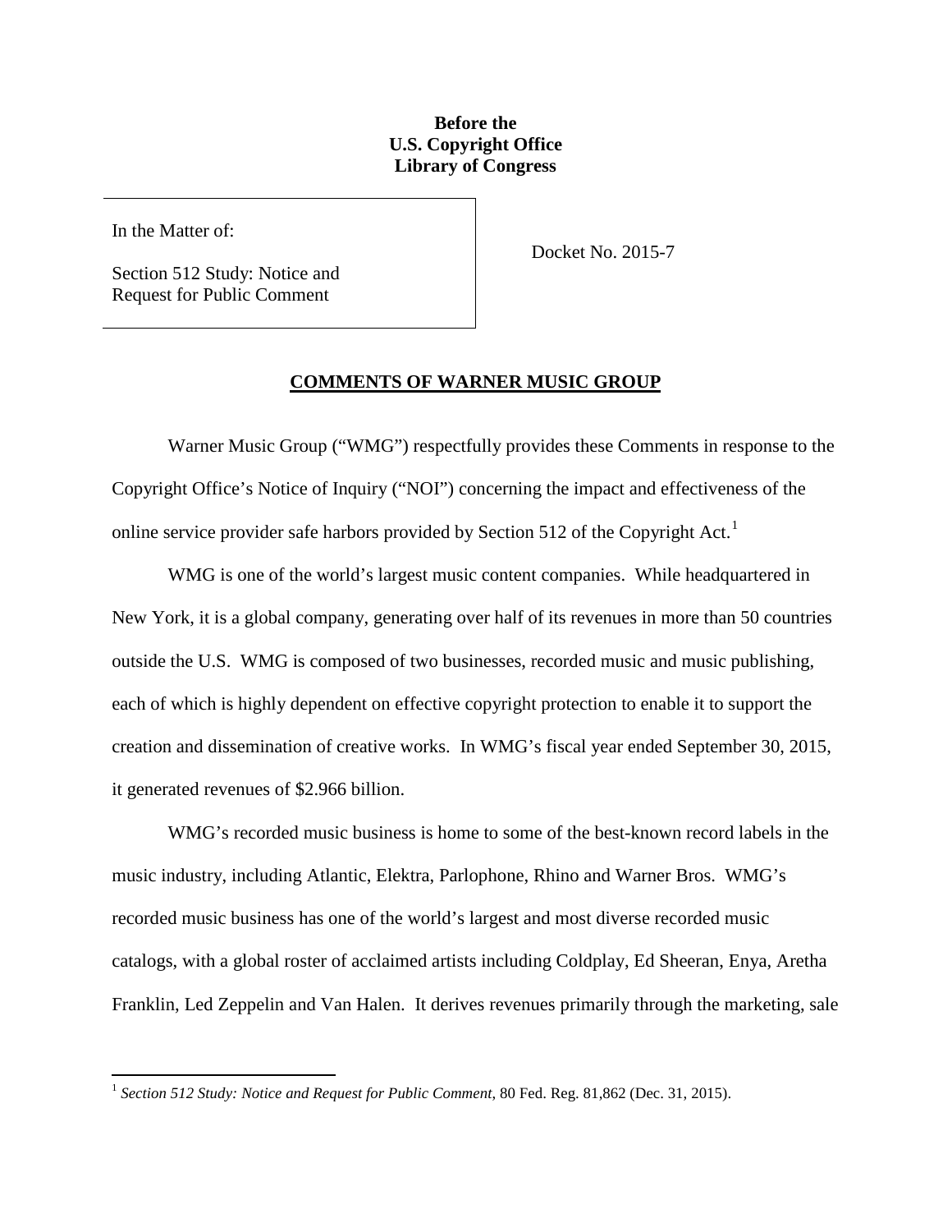**Before the**
**U.S. Copyright Office**
**Library of Congress**

In the Matter of:

Section 512 Study: Notice and Request for Public Comment

Docket No. 2015-7

## COMMENTS OF WARNER MUSIC GROUP

Warner Music Group ("WMG") respectfully provides these Comments in response to the Copyright Office's Notice of Inquiry ("NOI") concerning the impact and effectiveness of the online service provider safe harbors provided by Section 512 of the Copyright Act.[1]

WMG is one of the world's largest music content companies. While headquartered in New York, it is a global company, generating over half of its revenues in more than 50 countries outside the U.S. WMG is composed of two businesses, recorded music and music publishing, each of which is highly dependent on effective copyright protection to enable it to support the creation and dissemination of creative works. In WMG's fiscal year ended September 30, 2015, it generated revenues of $2.966 billion.

WMG's recorded music business is home to some of the best-known record labels in the music industry, including Atlantic, Elektra, Parlophone, Rhino and Warner Bros. WMG's recorded music business has one of the world's largest and most diverse recorded music catalogs, with a global roster of acclaimed artists including Coldplay, Ed Sheeran, Enya, Aretha Franklin, Led Zeppelin and Van Halen. It derives revenues primarily through the marketing, sale

---

[1] *Section 512 Study: Notice and Request for Public Comment*, 80 Fed. Reg. 81,862 (Dec. 31, 2015).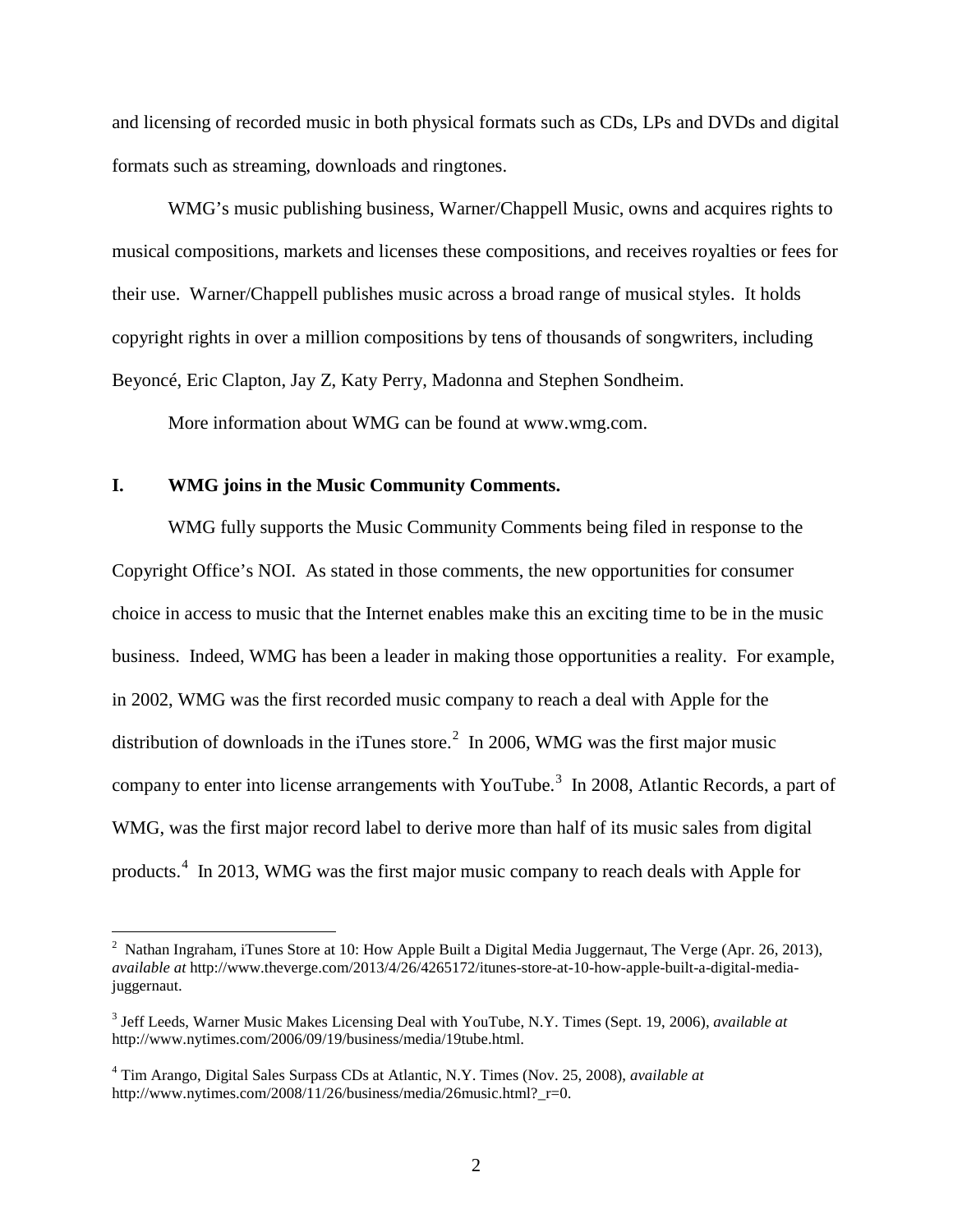and licensing of recorded music in both physical formats such as CDs, LPs and DVDs and digital formats such as streaming, downloads and ringtones.

WMG's music publishing business, Warner/Chappell Music, owns and acquires rights to musical compositions, markets and licenses these compositions, and receives royalties or fees for their use. Warner/Chappell publishes music across a broad range of musical styles. It holds copyright rights in over a million compositions by tens of thousands of songwriters, including Beyoncé, Eric Clapton, Jay Z, Katy Perry, Madonna and Stephen Sondheim.

More information about WMG can be found at www.wmg.com.

## I. WMG joins in the Music Community Comments.

WMG fully supports the Music Community Comments being filed in response to the Copyright Office's NOI. As stated in those comments, the new opportunities for consumer choice in access to music that the Internet enables make this an exciting time to be in the music business. Indeed, WMG has been a leader in making those opportunities a reality. For example, in 2002, WMG was the first recorded music company to reach a deal with Apple for the distribution of downloads in the iTunes store.[2] In 2006, WMG was the first major music company to enter into license arrangements with YouTube.[3] In 2008, Atlantic Records, a part of WMG, was the first major record label to derive more than half of its music sales from digital products.[4] In 2013, WMG was the first major music company to reach deals with Apple for

---

[2] Nathan Ingraham, iTunes Store at 10: How Apple Built a Digital Media Juggernaut, The Verge (Apr. 26, 2013), *available at* http://www.theverge.com/2013/4/26/4265172/itunes-store-at-10-how-apple-built-a-digital-media-juggernaut.

[3] Jeff Leeds, Warner Music Makes Licensing Deal with YouTube, N.Y. Times (Sept. 19, 2006), *available at* http://www.nytimes.com/2006/09/19/business/media/19tube.html.

[4] Tim Arango, Digital Sales Surpass CDs at Atlantic, N.Y. Times (Nov. 25, 2008), *available at* http://www.nytimes.com/2008/11/26/business/media/26music.html?_r=0.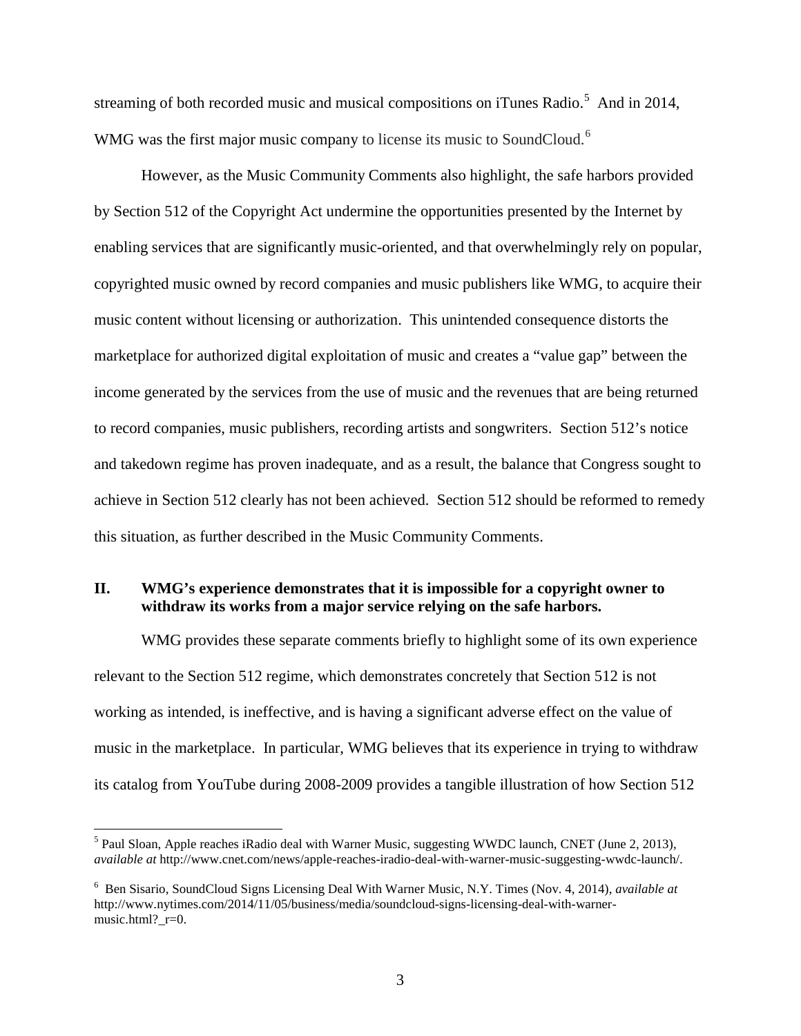streaming of both recorded music and musical compositions on iTunes Radio.[5] And in 2014, WMG was the first major music company to license its music to SoundCloud.[6]

However, as the Music Community Comments also highlight, the safe harbors provided by Section 512 of the Copyright Act undermine the opportunities presented by the Internet by enabling services that are significantly music-oriented, and that overwhelmingly rely on popular, copyrighted music owned by record companies and music publishers like WMG, to acquire their music content without licensing or authorization. This unintended consequence distorts the marketplace for authorized digital exploitation of music and creates a "value gap" between the income generated by the services from the use of music and the revenues that are being returned to record companies, music publishers, recording artists and songwriters. Section 512's notice and takedown regime has proven inadequate, and as a result, the balance that Congress sought to achieve in Section 512 clearly has not been achieved. Section 512 should be reformed to remedy this situation, as further described in the Music Community Comments.

## II. WMG's experience demonstrates that it is impossible for a copyright owner to withdraw its works from a major service relying on the safe harbors.

WMG provides these separate comments briefly to highlight some of its own experience relevant to the Section 512 regime, which demonstrates concretely that Section 512 is not working as intended, is ineffective, and is having a significant adverse effect on the value of music in the marketplace. In particular, WMG believes that its experience in trying to withdraw its catalog from YouTube during 2008-2009 provides a tangible illustration of how Section 512

---

[5] Paul Sloan, Apple reaches iRadio deal with Warner Music, suggesting WWDC launch, CNET (June 2, 2013), *available at* http://www.cnet.com/news/apple-reaches-iradio-deal-with-warner-music-suggesting-wwdc-launch/.

[6] Ben Sisario, SoundCloud Signs Licensing Deal With Warner Music, N.Y. Times (Nov. 4, 2014), *available at* http://www.nytimes.com/2014/11/05/business/media/soundcloud-signs-licensing-deal-with-warner-music.html?_r=0.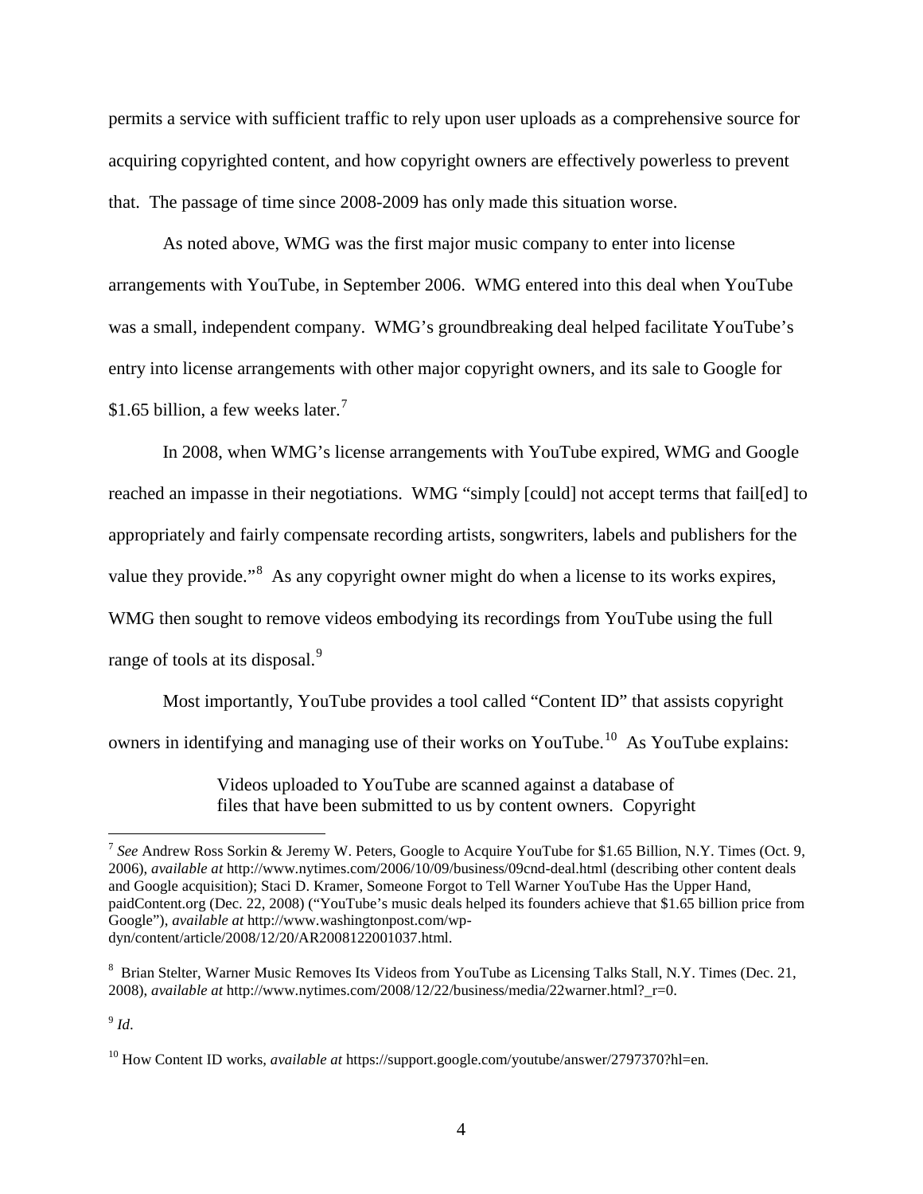permits a service with sufficient traffic to rely upon user uploads as a comprehensive source for acquiring copyrighted content, and how copyright owners are effectively powerless to prevent that. The passage of time since 2008-2009 has only made this situation worse.

As noted above, WMG was the first major music company to enter into license arrangements with YouTube, in September 2006. WMG entered into this deal when YouTube was a small, independent company. WMG's groundbreaking deal helped facilitate YouTube's entry into license arrangements with other major copyright owners, and its sale to Google for \$1.65 billion, a few weeks later.[7]

In 2008, when WMG's license arrangements with YouTube expired, WMG and Google reached an impasse in their negotiations. WMG "simply [could] not accept terms that fail[ed] to appropriately and fairly compensate recording artists, songwriters, labels and publishers for the value they provide."[8] As any copyright owner might do when a license to its works expires, WMG then sought to remove videos embodying its recordings from YouTube using the full range of tools at its disposal.[9]

Most importantly, YouTube provides a tool called "Content ID" that assists copyright owners in identifying and managing use of their works on YouTube.[10] As YouTube explains:

> Videos uploaded to YouTube are scanned against a database of files that have been submitted to us by content owners. Copyright

---

[7] *See* Andrew Ross Sorkin & Jeremy W. Peters, Google to Acquire YouTube for \$1.65 Billion, N.Y. Times (Oct. 9, 2006), *available at* http://www.nytimes.com/2006/10/09/business/09cnd-deal.html (describing other content deals and Google acquisition); Staci D. Kramer, Someone Forgot to Tell Warner YouTube Has the Upper Hand, paidContent.org (Dec. 22, 2008) ("YouTube's music deals helped its founders achieve that \$1.65 billion price from Google"), *available at* http://www.washingtonpost.com/wp-dyn/content/article/2008/12/20/AR2008122001037.html.

[8] Brian Stelter, Warner Music Removes Its Videos from YouTube as Licensing Talks Stall, N.Y. Times (Dec. 21, 2008), *available at* http://www.nytimes.com/2008/12/22/business/media/22warner.html?_r=0.

[9] *Id*.

[10] How Content ID works, *available at* https://support.google.com/youtube/answer/2797370?hl=en.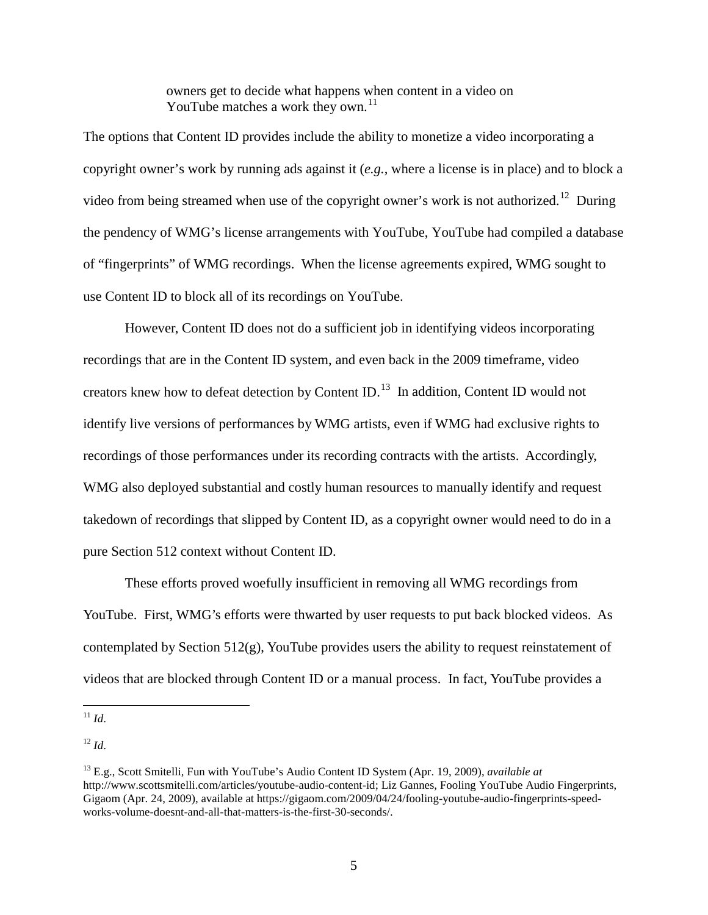> owners get to decide what happens when content in a video on YouTube matches a work they own.[11]

The options that Content ID provides include the ability to monetize a video incorporating a copyright owner's work by running ads against it (*e.g.*, where a license is in place) and to block a video from being streamed when use of the copyright owner's work is not authorized.[12] During the pendency of WMG's license arrangements with YouTube, YouTube had compiled a database of "fingerprints" of WMG recordings. When the license agreements expired, WMG sought to use Content ID to block all of its recordings on YouTube.

However, Content ID does not do a sufficient job in identifying videos incorporating recordings that are in the Content ID system, and even back in the 2009 timeframe, video creators knew how to defeat detection by Content ID.[13] In addition, Content ID would not identify live versions of performances by WMG artists, even if WMG had exclusive rights to recordings of those performances under its recording contracts with the artists. Accordingly, WMG also deployed substantial and costly human resources to manually identify and request takedown of recordings that slipped by Content ID, as a copyright owner would need to do in a pure Section 512 context without Content ID.

These efforts proved woefully insufficient in removing all WMG recordings from YouTube. First, WMG's efforts were thwarted by user requests to put back blocked videos. As contemplated by Section 512(g), YouTube provides users the ability to request reinstatement of videos that are blocked through Content ID or a manual process. In fact, YouTube provides a

---

[11] *Id.*

[12] *Id.*

[13] E.g., Scott Smitelli, Fun with YouTube's Audio Content ID System (Apr. 19, 2009), *available at* http://www.scottsmitelli.com/articles/youtube-audio-content-id; Liz Gannes, Fooling YouTube Audio Fingerprints, Gigaom (Apr. 24, 2009), available at https://gigaom.com/2009/04/24/fooling-youtube-audio-fingerprints-speed-works-volume-doesnt-and-all-that-matters-is-the-first-30-seconds/.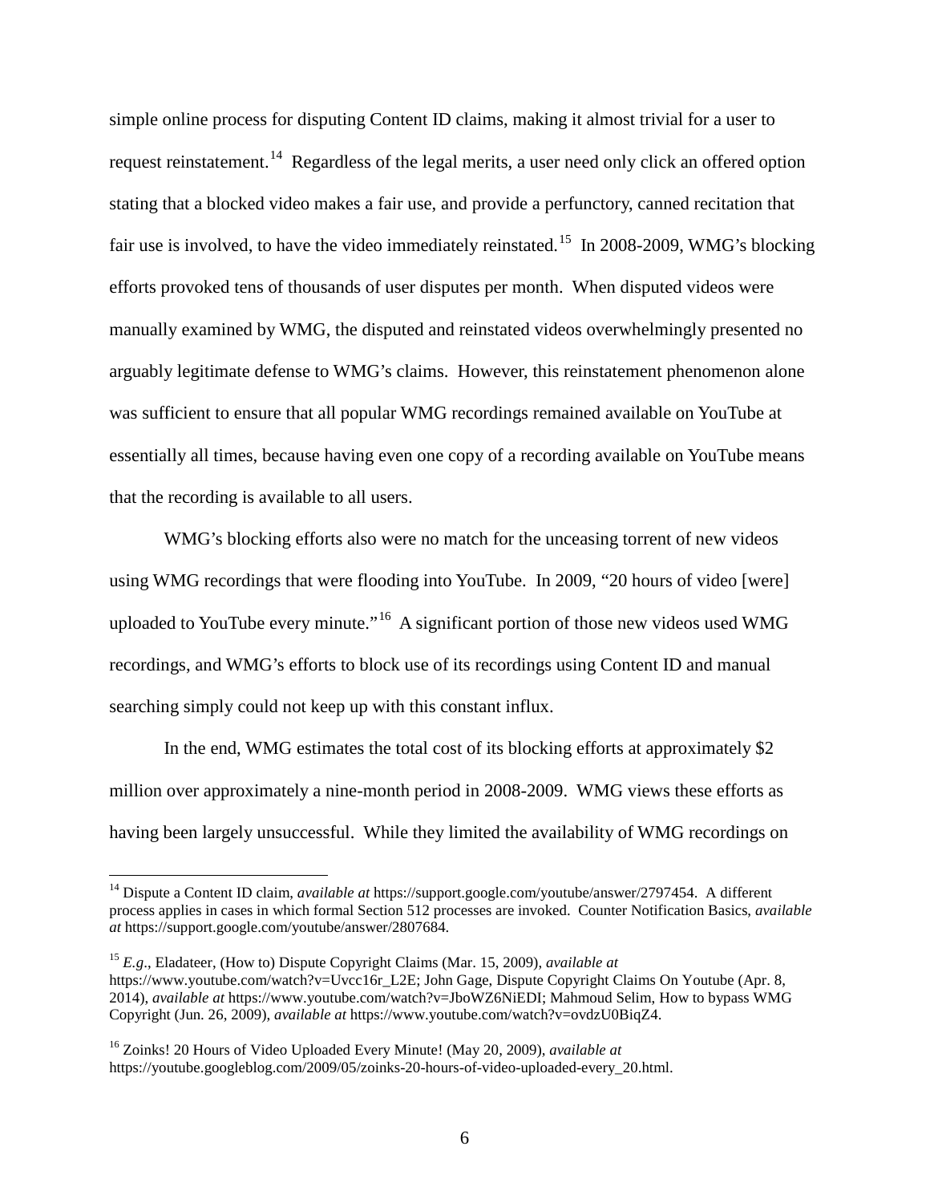simple online process for disputing Content ID claims, making it almost trivial for a user to request reinstatement.[14] Regardless of the legal merits, a user need only click an offered option stating that a blocked video makes a fair use, and provide a perfunctory, canned recitation that fair use is involved, to have the video immediately reinstated.[15] In 2008-2009, WMG's blocking efforts provoked tens of thousands of user disputes per month. When disputed videos were manually examined by WMG, the disputed and reinstated videos overwhelmingly presented no arguably legitimate defense to WMG's claims. However, this reinstatement phenomenon alone was sufficient to ensure that all popular WMG recordings remained available on YouTube at essentially all times, because having even one copy of a recording available on YouTube means that the recording is available to all users.

WMG's blocking efforts also were no match for the unceasing torrent of new videos using WMG recordings that were flooding into YouTube. In 2009, "20 hours of video [were] uploaded to YouTube every minute."[16] A significant portion of those new videos used WMG recordings, and WMG's efforts to block use of its recordings using Content ID and manual searching simply could not keep up with this constant influx.

In the end, WMG estimates the total cost of its blocking efforts at approximately $2 million over approximately a nine-month period in 2008-2009. WMG views these efforts as having been largely unsuccessful. While they limited the availability of WMG recordings on

---

[14] Dispute a Content ID claim, *available at* https://support.google.com/youtube/answer/2797454. A different process applies in cases in which formal Section 512 processes are invoked. Counter Notification Basics, *available at* https://support.google.com/youtube/answer/2807684.

[15] *E.g.*, Eladateer, (How to) Dispute Copyright Claims (Mar. 15, 2009), *available at* https://www.youtube.com/watch?v=Uvcc16r_L2E; John Gage, Dispute Copyright Claims On Youtube (Apr. 8, 2014), *available at* https://www.youtube.com/watch?v=JboWZ6NiEDI; Mahmoud Selim, How to bypass WMG Copyright (Jun. 26, 2009), *available at* https://www.youtube.com/watch?v=ovdzU0BiqZ4.

[16] Zoinks! 20 Hours of Video Uploaded Every Minute! (May 20, 2009), *available at* https://youtube.googleblog.com/2009/05/zoinks-20-hours-of-video-uploaded-every_20.html.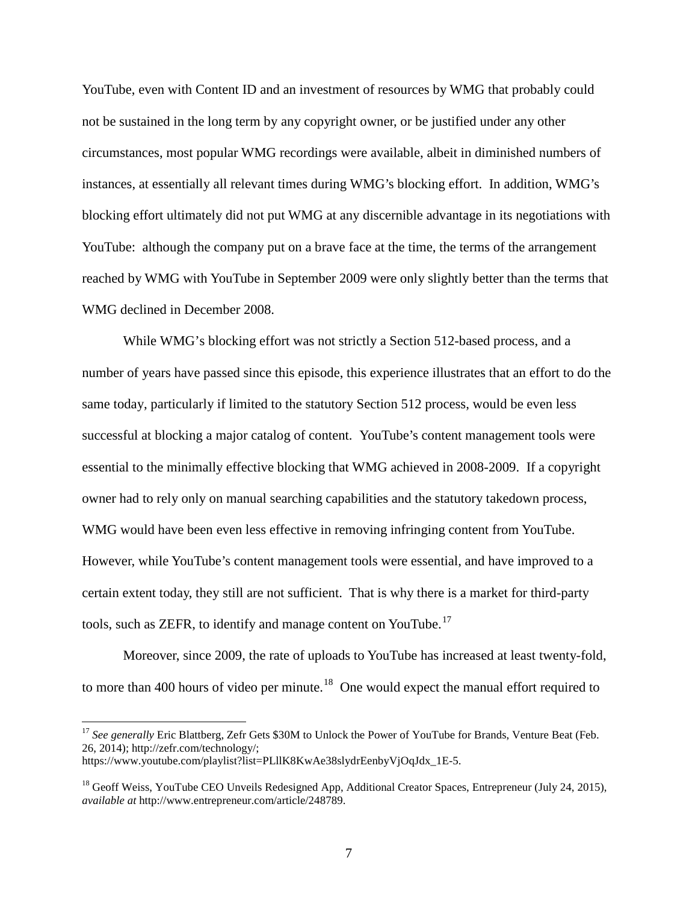YouTube, even with Content ID and an investment of resources by WMG that probably could not be sustained in the long term by any copyright owner, or be justified under any other circumstances, most popular WMG recordings were available, albeit in diminished numbers of instances, at essentially all relevant times during WMG's blocking effort. In addition, WMG's blocking effort ultimately did not put WMG at any discernible advantage in its negotiations with YouTube: although the company put on a brave face at the time, the terms of the arrangement reached by WMG with YouTube in September 2009 were only slightly better than the terms that WMG declined in December 2008.

While WMG's blocking effort was not strictly a Section 512-based process, and a number of years have passed since this episode, this experience illustrates that an effort to do the same today, particularly if limited to the statutory Section 512 process, would be even less successful at blocking a major catalog of content. YouTube's content management tools were essential to the minimally effective blocking that WMG achieved in 2008-2009. If a copyright owner had to rely only on manual searching capabilities and the statutory takedown process, WMG would have been even less effective in removing infringing content from YouTube. However, while YouTube's content management tools were essential, and have improved to a certain extent today, they still are not sufficient. That is why there is a market for third-party tools, such as ZEFR, to identify and manage content on YouTube.[17]

Moreover, since 2009, the rate of uploads to YouTube has increased at least twenty-fold, to more than 400 hours of video per minute.[18] One would expect the manual effort required to

---

[17] *See generally* Eric Blattberg, Zefr Gets $30M to Unlock the Power of YouTube for Brands, Venture Beat (Feb. 26, 2014); http://zefr.com/technology/; https://www.youtube.com/playlist?list=PLllK8KwAe38slydrEenbyVjOqJdx_1E-5.

[18] Geoff Weiss, YouTube CEO Unveils Redesigned App, Additional Creator Spaces, Entrepreneur (July 24, 2015), *available at* http://www.entrepreneur.com/article/248789.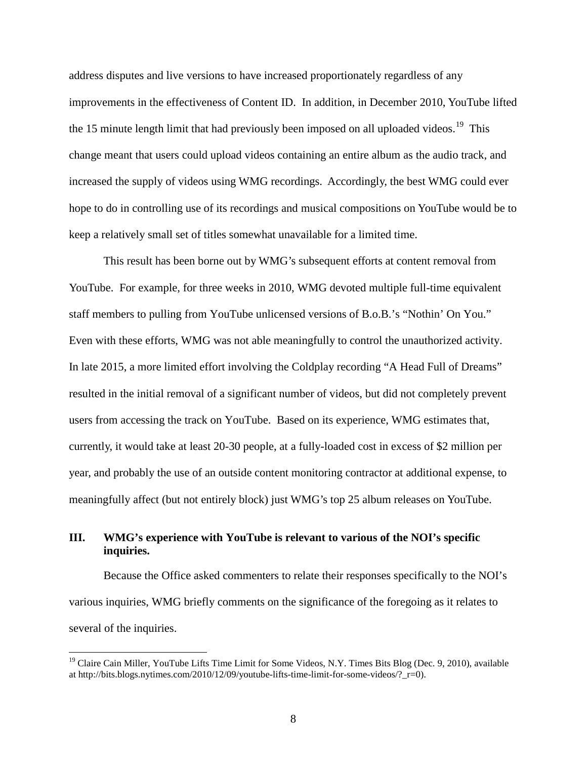address disputes and live versions to have increased proportionately regardless of any improvements in the effectiveness of Content ID. In addition, in December 2010, YouTube lifted the 15 minute length limit that had previously been imposed on all uploaded videos.[19] This change meant that users could upload videos containing an entire album as the audio track, and increased the supply of videos using WMG recordings. Accordingly, the best WMG could ever hope to do in controlling use of its recordings and musical compositions on YouTube would be to keep a relatively small set of titles somewhat unavailable for a limited time.

This result has been borne out by WMG's subsequent efforts at content removal from YouTube. For example, for three weeks in 2010, WMG devoted multiple full-time equivalent staff members to pulling from YouTube unlicensed versions of B.o.B.'s "Nothin' On You." Even with these efforts, WMG was not able meaningfully to control the unauthorized activity. In late 2015, a more limited effort involving the Coldplay recording "A Head Full of Dreams" resulted in the initial removal of a significant number of videos, but did not completely prevent users from accessing the track on YouTube. Based on its experience, WMG estimates that, currently, it would take at least 20-30 people, at a fully-loaded cost in excess of $2 million per year, and probably the use of an outside content monitoring contractor at additional expense, to meaningfully affect (but not entirely block) just WMG's top 25 album releases on YouTube.

## III. WMG's experience with YouTube is relevant to various of the NOI's specific inquiries.

Because the Office asked commenters to relate their responses specifically to the NOI's various inquiries, WMG briefly comments on the significance of the foregoing as it relates to several of the inquiries.

---

[19] Claire Cain Miller, YouTube Lifts Time Limit for Some Videos, N.Y. Times Bits Blog (Dec. 9, 2010), available at http://bits.blogs.nytimes.com/2010/12/09/youtube-lifts-time-limit-for-some-videos/?_r=0).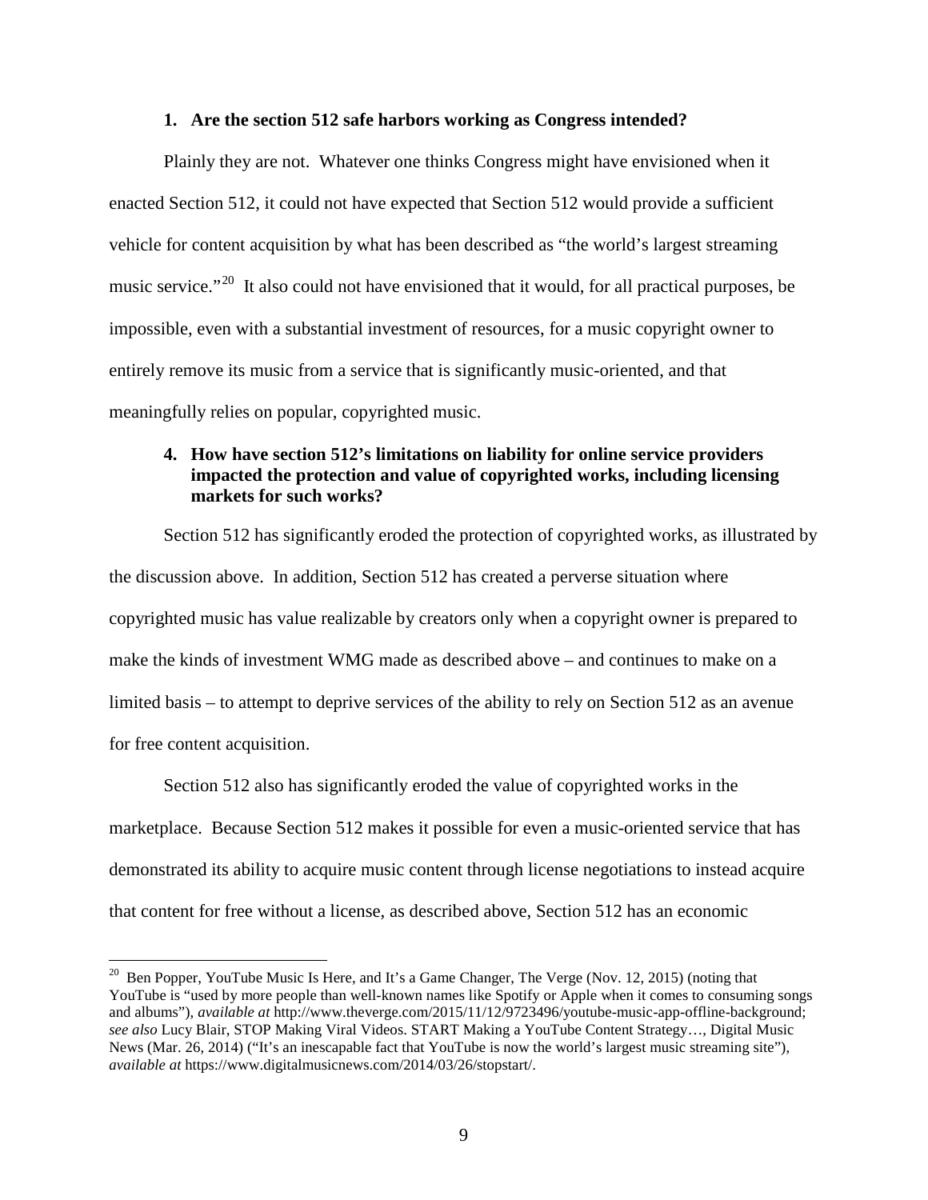**1. Are the section 512 safe harbors working as Congress intended?**

Plainly they are not. Whatever one thinks Congress might have envisioned when it enacted Section 512, it could not have expected that Section 512 would provide a sufficient vehicle for content acquisition by what has been described as "the world's largest streaming music service."[20] It also could not have envisioned that it would, for all practical purposes, be impossible, even with a substantial investment of resources, for a music copyright owner to entirely remove its music from a service that is significantly music-oriented, and that meaningfully relies on popular, copyrighted music.

**4. How have section 512's limitations on liability for online service providers impacted the protection and value of copyrighted works, including licensing markets for such works?**

Section 512 has significantly eroded the protection of copyrighted works, as illustrated by the discussion above. In addition, Section 512 has created a perverse situation where copyrighted music has value realizable by creators only when a copyright owner is prepared to make the kinds of investment WMG made as described above – and continues to make on a limited basis – to attempt to deprive services of the ability to rely on Section 512 as an avenue for free content acquisition.

Section 512 also has significantly eroded the value of copyrighted works in the marketplace. Because Section 512 makes it possible for even a music-oriented service that has demonstrated its ability to acquire music content through license negotiations to instead acquire that content for free without a license, as described above, Section 512 has an economic

---

[20] Ben Popper, YouTube Music Is Here, and It's a Game Changer, The Verge (Nov. 12, 2015) (noting that YouTube is "used by more people than well-known names like Spotify or Apple when it comes to consuming songs and albums"), *available at* http://www.theverge.com/2015/11/12/9723496/youtube-music-app-offline-background; *see also* Lucy Blair, STOP Making Viral Videos. START Making a YouTube Content Strategy…, Digital Music News (Mar. 26, 2014) ("It's an inescapable fact that YouTube is now the world's largest music streaming site"), *available at* https://www.digitalmusicnews.com/2014/03/26/stopstart/.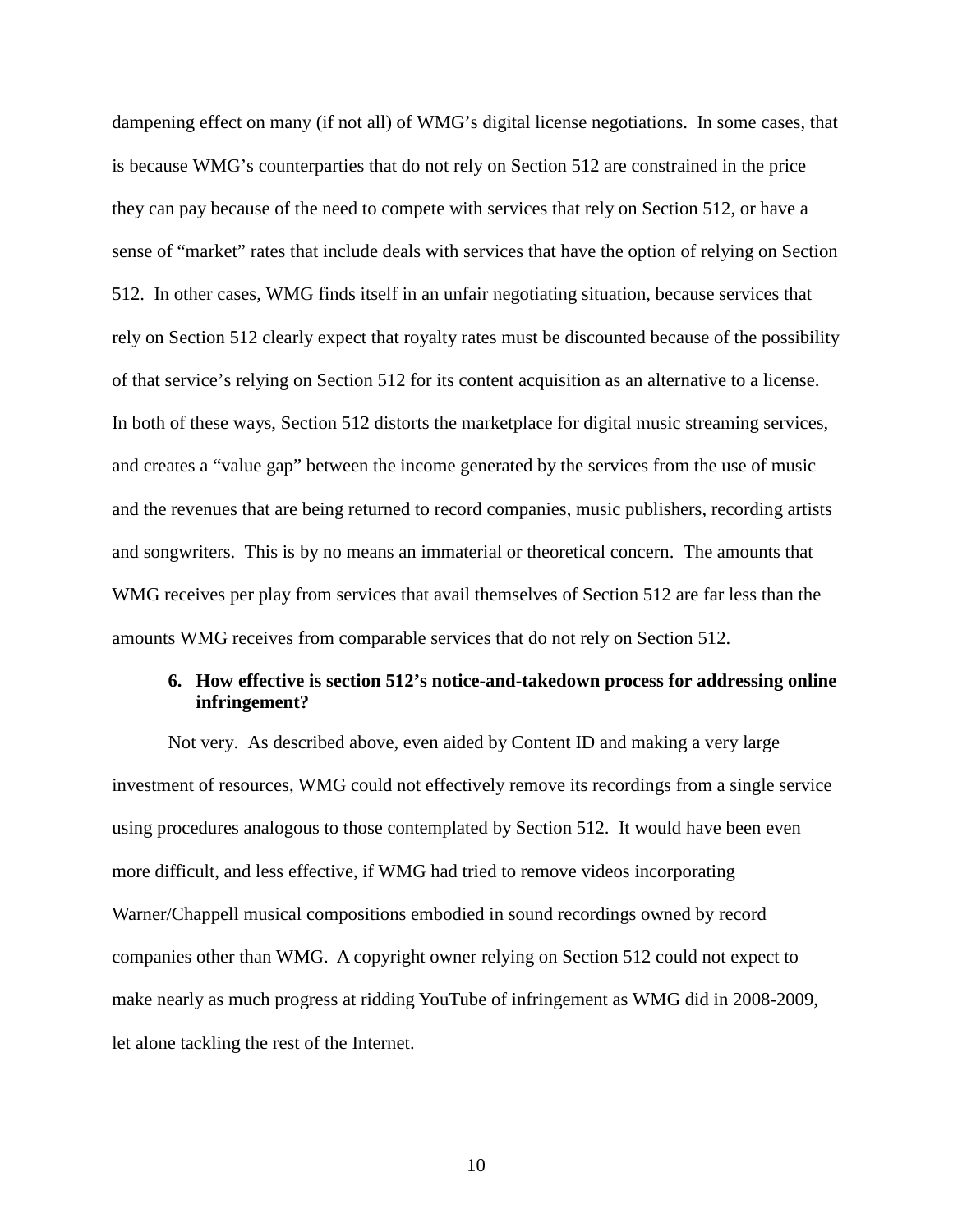dampening effect on many (if not all) of WMG's digital license negotiations. In some cases, that is because WMG's counterparties that do not rely on Section 512 are constrained in the price they can pay because of the need to compete with services that rely on Section 512, or have a sense of "market" rates that include deals with services that have the option of relying on Section 512. In other cases, WMG finds itself in an unfair negotiating situation, because services that rely on Section 512 clearly expect that royalty rates must be discounted because of the possibility of that service's relying on Section 512 for its content acquisition as an alternative to a license. In both of these ways, Section 512 distorts the marketplace for digital music streaming services, and creates a "value gap" between the income generated by the services from the use of music and the revenues that are being returned to record companies, music publishers, recording artists and songwriters. This is by no means an immaterial or theoretical concern. The amounts that WMG receives per play from services that avail themselves of Section 512 are far less than the amounts WMG receives from comparable services that do not rely on Section 512.

**6. How effective is section 512's notice-and-takedown process for addressing online infringement?**

Not very. As described above, even aided by Content ID and making a very large investment of resources, WMG could not effectively remove its recordings from a single service using procedures analogous to those contemplated by Section 512. It would have been even more difficult, and less effective, if WMG had tried to remove videos incorporating Warner/Chappell musical compositions embodied in sound recordings owned by record companies other than WMG. A copyright owner relying on Section 512 could not expect to make nearly as much progress at ridding YouTube of infringement as WMG did in 2008-2009, let alone tackling the rest of the Internet.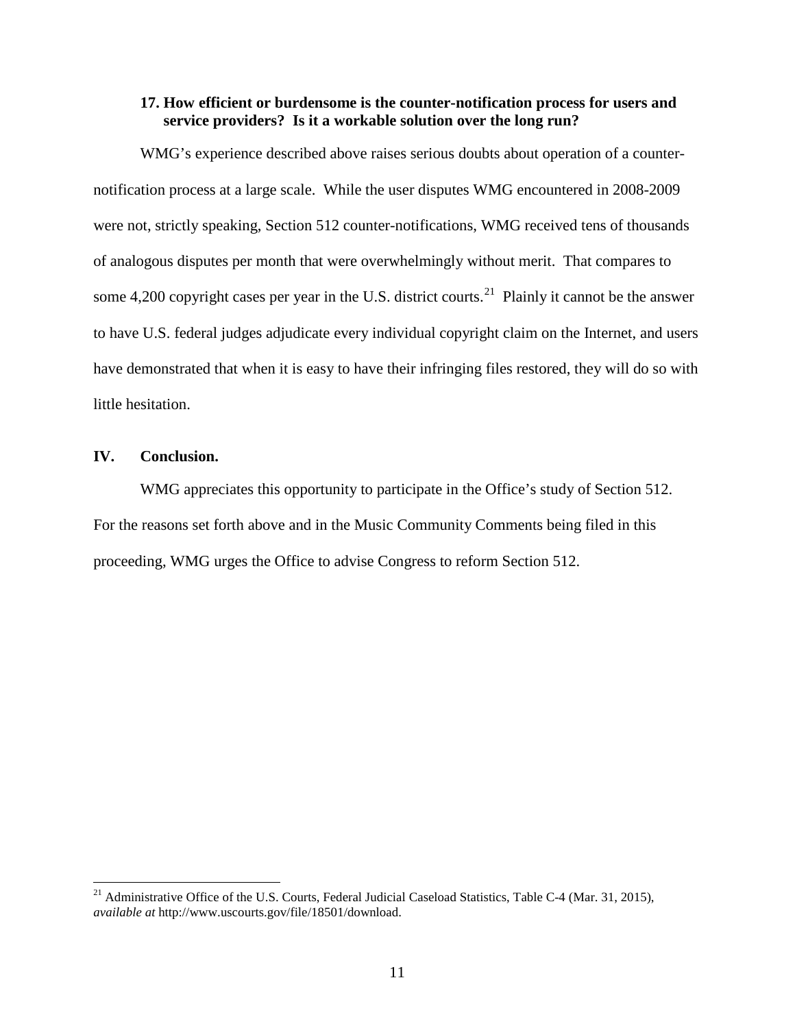**17. How efficient or burdensome is the counter-notification process for users and service providers? Is it a workable solution over the long run?**

WMG's experience described above raises serious doubts about operation of a counter-notification process at a large scale. While the user disputes WMG encountered in 2008-2009 were not, strictly speaking, Section 512 counter-notifications, WMG received tens of thousands of analogous disputes per month that were overwhelmingly without merit. That compares to some 4,200 copyright cases per year in the U.S. district courts.[21] Plainly it cannot be the answer to have U.S. federal judges adjudicate every individual copyright claim on the Internet, and users have demonstrated that when it is easy to have their infringing files restored, they will do so with little hesitation.

## IV. Conclusion.

WMG appreciates this opportunity to participate in the Office's study of Section 512. For the reasons set forth above and in the Music Community Comments being filed in this proceeding, WMG urges the Office to advise Congress to reform Section 512.

---

[21] Administrative Office of the U.S. Courts, Federal Judicial Caseload Statistics, Table C-4 (Mar. 31, 2015), *available at* http://www.uscourts.gov/file/18501/download.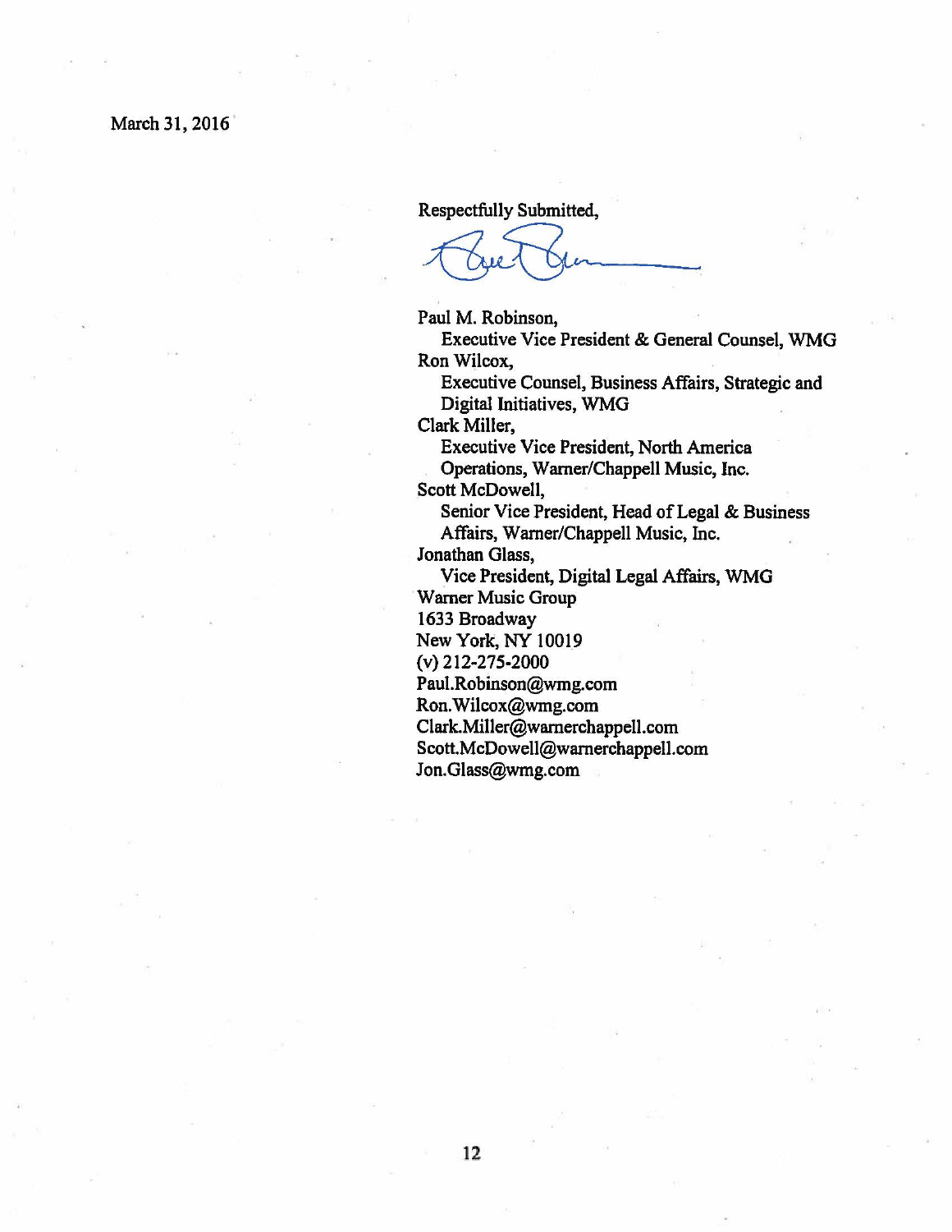March 31, 2016

Respectfully Submitted,

Paul M. Robinson,
Executive Vice President & General Counsel, WMG
Ron Wilcox,
Executive Counsel, Business Affairs, Strategic and Digital Initiatives, WMG
Clark Miller,
Executive Vice President, North America Operations, Warner/Chappell Music, Inc.
Scott McDowell,
Senior Vice President, Head of Legal & Business Affairs, Warner/Chappell Music, Inc.
Jonathan Glass,
Vice President, Digital Legal Affairs, WMG
Warner Music Group
1633 Broadway
New York, NY 10019
(v) 212-275-2000
Paul.Robinson@wmg.com
Ron.Wilcox@wmg.com
Clark.Miller@warnerchappell.com
Scott.McDowell@warnerchappell.com
Jon.Glass@wmg.com